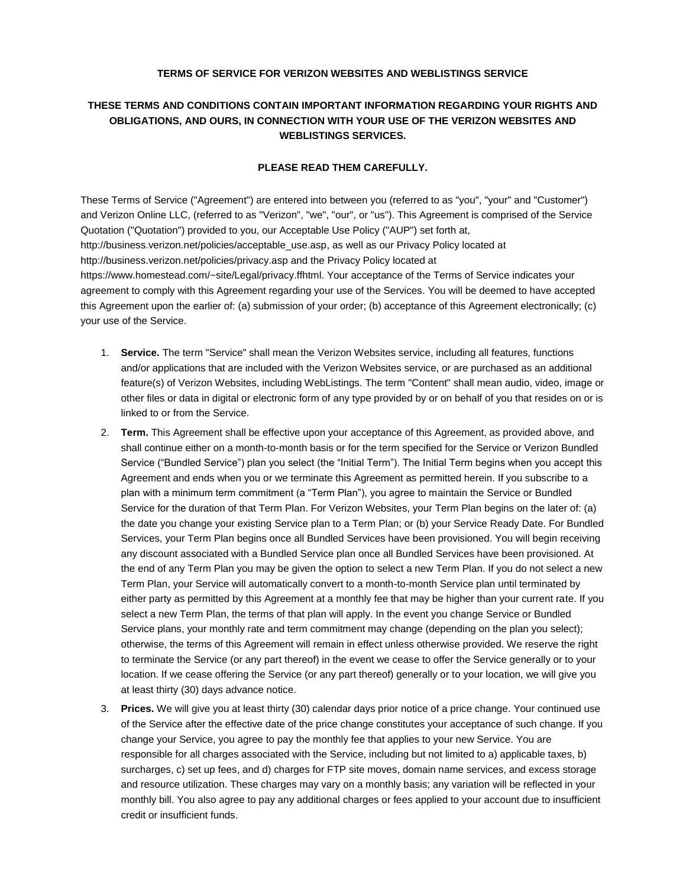**TERMS OF SERVICE FOR VERIZON WEBSITES AND WEBLISTINGS SERVICE**

**THESE TERMS AND CONDITIONS CONTAIN IMPORTANT INFORMATION REGARDING YOUR RIGHTS AND OBLIGATIONS, AND OURS, IN CONNECTION WITH YOUR USE OF THE VERIZON WEBSITES AND WEBLISTINGS SERVICES.**

**PLEASE READ THEM CAREFULLY.**

These Terms of Service ("Agreement") are entered into between you (referred to as "you", "your" and "Customer") and Verizon Online LLC, (referred to as "Verizon", "we", "our", or "us"). This Agreement is comprised of the Service Quotation ("Quotation") provided to you, our Acceptable Use Policy ("AUP") set forth at, http://business.verizon.net/policies/acceptable_use.asp, as well as our Privacy Policy located at http://business.verizon.net/policies/privacy.asp and the Privacy Policy located at https://www.homestead.com/~site/Legal/privacy.ffhtml. Your acceptance of the Terms of Service indicates your agreement to comply with this Agreement regarding your use of the Services. You will be deemed to have accepted this Agreement upon the earlier of: (a) submission of your order; (b) acceptance of this Agreement electronically; (c) your use of the Service.

1. **Service.** The term "Service" shall mean the Verizon Websites service, including all features, functions and/or applications that are included with the Verizon Websites service, or are purchased as an additional feature(s) of Verizon Websites, including WebListings. The term "Content" shall mean audio, video, image or other files or data in digital or electronic form of any type provided by or on behalf of you that resides on or is linked to or from the Service.
2. **Term.** This Agreement shall be effective upon your acceptance of this Agreement, as provided above, and shall continue either on a month-to-month basis or for the term specified for the Service or Verizon Bundled Service ("Bundled Service") plan you select (the "Initial Term"). The Initial Term begins when you accept this Agreement and ends when you or we terminate this Agreement as permitted herein. If you subscribe to a plan with a minimum term commitment (a "Term Plan"), you agree to maintain the Service or Bundled Service for the duration of that Term Plan. For Verizon Websites, your Term Plan begins on the later of: (a) the date you change your existing Service plan to a Term Plan; or (b) your Service Ready Date. For Bundled Services, your Term Plan begins once all Bundled Services have been provisioned. You will begin receiving any discount associated with a Bundled Service plan once all Bundled Services have been provisioned. At the end of any Term Plan you may be given the option to select a new Term Plan. If you do not select a new Term Plan, your Service will automatically convert to a month-to-month Service plan until terminated by either party as permitted by this Agreement at a monthly fee that may be higher than your current rate. If you select a new Term Plan, the terms of that plan will apply. In the event you change Service or Bundled Service plans, your monthly rate and term commitment may change (depending on the plan you select); otherwise, the terms of this Agreement will remain in effect unless otherwise provided. We reserve the right to terminate the Service (or any part thereof) in the event we cease to offer the Service generally or to your location. If we cease offering the Service (or any part thereof) generally or to your location, we will give you at least thirty (30) days advance notice.
3. **Prices.** We will give you at least thirty (30) calendar days prior notice of a price change. Your continued use of the Service after the effective date of the price change constitutes your acceptance of such change. If you change your Service, you agree to pay the monthly fee that applies to your new Service. You are responsible for all charges associated with the Service, including but not limited to a) applicable taxes, b) surcharges, c) set up fees, and d) charges for FTP site moves, domain name services, and excess storage and resource utilization. These charges may vary on a monthly basis; any variation will be reflected in your monthly bill. You also agree to pay any additional charges or fees applied to your account due to insufficient credit or insufficient funds.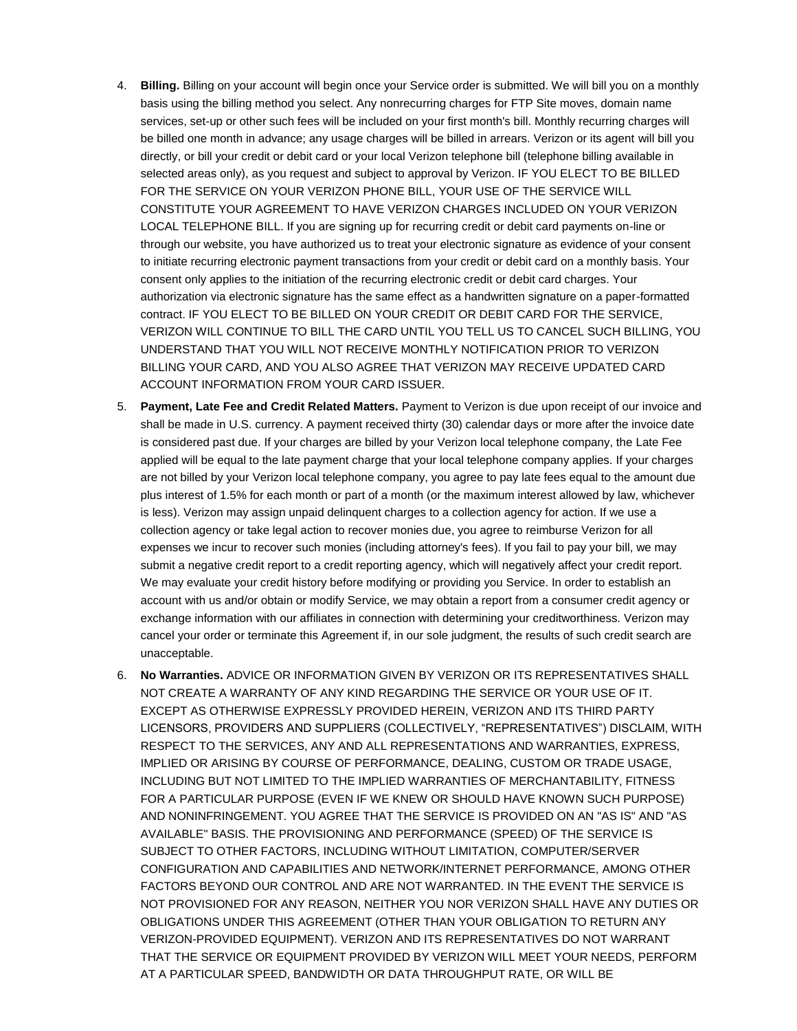4. **Billing.** Billing on your account will begin once your Service order is submitted. We will bill you on a monthly basis using the billing method you select. Any nonrecurring charges for FTP Site moves, domain name services, set-up or other such fees will be included on your first month's bill. Monthly recurring charges will be billed one month in advance; any usage charges will be billed in arrears. Verizon or its agent will bill you directly, or bill your credit or debit card or your local Verizon telephone bill (telephone billing available in selected areas only), as you request and subject to approval by Verizon. IF YOU ELECT TO BE BILLED FOR THE SERVICE ON YOUR VERIZON PHONE BILL, YOUR USE OF THE SERVICE WILL CONSTITUTE YOUR AGREEMENT TO HAVE VERIZON CHARGES INCLUDED ON YOUR VERIZON LOCAL TELEPHONE BILL. If you are signing up for recurring credit or debit card payments on-line or through our website, you have authorized us to treat your electronic signature as evidence of your consent to initiate recurring electronic payment transactions from your credit or debit card on a monthly basis. Your consent only applies to the initiation of the recurring electronic credit or debit card charges. Your authorization via electronic signature has the same effect as a handwritten signature on a paper-formatted contract. IF YOU ELECT TO BE BILLED ON YOUR CREDIT OR DEBIT CARD FOR THE SERVICE, VERIZON WILL CONTINUE TO BILL THE CARD UNTIL YOU TELL US TO CANCEL SUCH BILLING, YOU UNDERSTAND THAT YOU WILL NOT RECEIVE MONTHLY NOTIFICATION PRIOR TO VERIZON BILLING YOUR CARD, AND YOU ALSO AGREE THAT VERIZON MAY RECEIVE UPDATED CARD ACCOUNT INFORMATION FROM YOUR CARD ISSUER.

5. **Payment, Late Fee and Credit Related Matters.** Payment to Verizon is due upon receipt of our invoice and shall be made in U.S. currency. A payment received thirty (30) calendar days or more after the invoice date is considered past due. If your charges are billed by your Verizon local telephone company, the Late Fee applied will be equal to the late payment charge that your local telephone company applies. If your charges are not billed by your Verizon local telephone company, you agree to pay late fees equal to the amount due plus interest of 1.5% for each month or part of a month (or the maximum interest allowed by law, whichever is less). Verizon may assign unpaid delinquent charges to a collection agency for action. If we use a collection agency or take legal action to recover monies due, you agree to reimburse Verizon for all expenses we incur to recover such monies (including attorney's fees). If you fail to pay your bill, we may submit a negative credit report to a credit reporting agency, which will negatively affect your credit report. We may evaluate your credit history before modifying or providing you Service. In order to establish an account with us and/or obtain or modify Service, we may obtain a report from a consumer credit agency or exchange information with our affiliates in connection with determining your creditworthiness. Verizon may cancel your order or terminate this Agreement if, in our sole judgment, the results of such credit search are unacceptable.

6. **No Warranties.** ADVICE OR INFORMATION GIVEN BY VERIZON OR ITS REPRESENTATIVES SHALL NOT CREATE A WARRANTY OF ANY KIND REGARDING THE SERVICE OR YOUR USE OF IT. EXCEPT AS OTHERWISE EXPRESSLY PROVIDED HEREIN, VERIZON AND ITS THIRD PARTY LICENSORS, PROVIDERS AND SUPPLIERS (COLLECTIVELY, "REPRESENTATIVES") DISCLAIM, WITH RESPECT TO THE SERVICES, ANY AND ALL REPRESENTATIONS AND WARRANTIES, EXPRESS, IMPLIED OR ARISING BY COURSE OF PERFORMANCE, DEALING, CUSTOM OR TRADE USAGE, INCLUDING BUT NOT LIMITED TO THE IMPLIED WARRANTIES OF MERCHANTABILITY, FITNESS FOR A PARTICULAR PURPOSE (EVEN IF WE KNEW OR SHOULD HAVE KNOWN SUCH PURPOSE) AND NONINFRINGEMENT. YOU AGREE THAT THE SERVICE IS PROVIDED ON AN "AS IS" AND "AS AVAILABLE" BASIS. THE PROVISIONING AND PERFORMANCE (SPEED) OF THE SERVICE IS SUBJECT TO OTHER FACTORS, INCLUDING WITHOUT LIMITATION, COMPUTER/SERVER CONFIGURATION AND CAPABILITIES AND NETWORK/INTERNET PERFORMANCE, AMONG OTHER FACTORS BEYOND OUR CONTROL AND ARE NOT WARRANTED. IN THE EVENT THE SERVICE IS NOT PROVISIONED FOR ANY REASON, NEITHER YOU NOR VERIZON SHALL HAVE ANY DUTIES OR OBLIGATIONS UNDER THIS AGREEMENT (OTHER THAN YOUR OBLIGATION TO RETURN ANY VERIZON-PROVIDED EQUIPMENT). VERIZON AND ITS REPRESENTATIVES DO NOT WARRANT THAT THE SERVICE OR EQUIPMENT PROVIDED BY VERIZON WILL MEET YOUR NEEDS, PERFORM AT A PARTICULAR SPEED, BANDWIDTH OR DATA THROUGHPUT RATE, OR WILL BE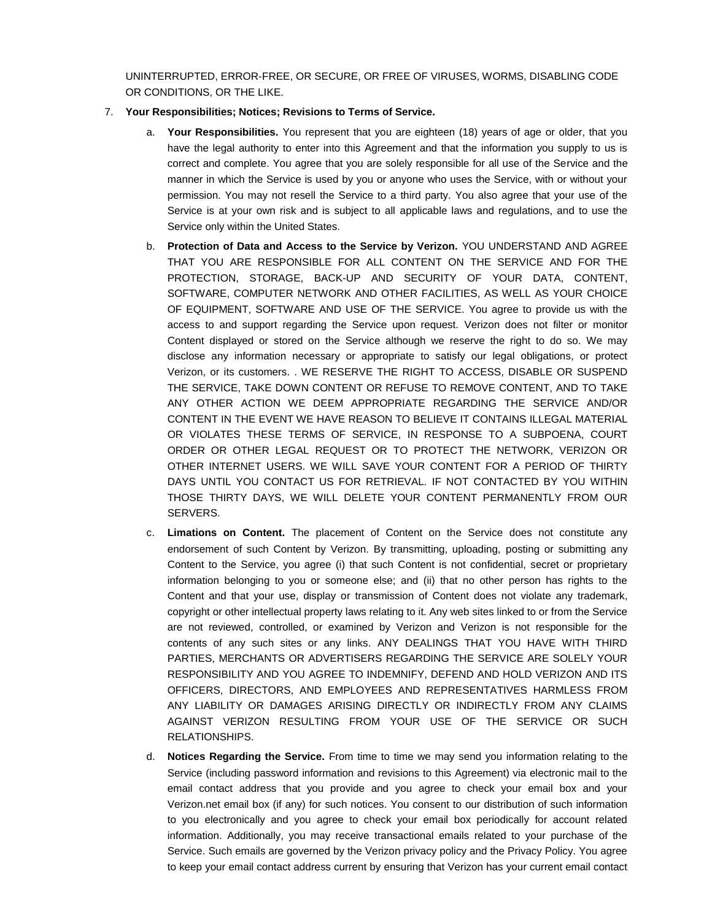UNINTERRUPTED, ERROR-FREE, OR SECURE, OR FREE OF VIRUSES, WORMS, DISABLING CODE OR CONDITIONS, OR THE LIKE.

7. **Your Responsibilities; Notices; Revisions to Terms of Service.**

    a. **Your Responsibilities.** You represent that you are eighteen (18) years of age or older, that you have the legal authority to enter into this Agreement and that the information you supply to us is correct and complete. You agree that you are solely responsible for all use of the Service and the manner in which the Service is used by you or anyone who uses the Service, with or without your permission. You may not resell the Service to a third party. You also agree that your use of the Service is at your own risk and is subject to all applicable laws and regulations, and to use the Service only within the United States.

    b. **Protection of Data and Access to the Service by Verizon.** YOU UNDERSTAND AND AGREE THAT YOU ARE RESPONSIBLE FOR ALL CONTENT ON THE SERVICE AND FOR THE PROTECTION, STORAGE, BACK-UP AND SECURITY OF YOUR DATA, CONTENT, SOFTWARE, COMPUTER NETWORK AND OTHER FACILITIES, AS WELL AS YOUR CHOICE OF EQUIPMENT, SOFTWARE AND USE OF THE SERVICE. You agree to provide us with the access to and support regarding the Service upon request. Verizon does not filter or monitor Content displayed or stored on the Service although we reserve the right to do so. We may disclose any information necessary or appropriate to satisfy our legal obligations, or protect Verizon, or its customers. . WE RESERVE THE RIGHT TO ACCESS, DISABLE OR SUSPEND THE SERVICE, TAKE DOWN CONTENT OR REFUSE TO REMOVE CONTENT, AND TO TAKE ANY OTHER ACTION WE DEEM APPROPRIATE REGARDING THE SERVICE AND/OR CONTENT IN THE EVENT WE HAVE REASON TO BELIEVE IT CONTAINS ILLEGAL MATERIAL OR VIOLATES THESE TERMS OF SERVICE, IN RESPONSE TO A SUBPOENA, COURT ORDER OR OTHER LEGAL REQUEST OR TO PROTECT THE NETWORK, VERIZON OR OTHER INTERNET USERS. WE WILL SAVE YOUR CONTENT FOR A PERIOD OF THIRTY DAYS UNTIL YOU CONTACT US FOR RETRIEVAL. IF NOT CONTACTED BY YOU WITHIN THOSE THIRTY DAYS, WE WILL DELETE YOUR CONTENT PERMANENTLY FROM OUR SERVERS.

    c. **Limations on Content.** The placement of Content on the Service does not constitute any endorsement of such Content by Verizon. By transmitting, uploading, posting or submitting any Content to the Service, you agree (i) that such Content is not confidential, secret or proprietary information belonging to you or someone else; and (ii) that no other person has rights to the Content and that your use, display or transmission of Content does not violate any trademark, copyright or other intellectual property laws relating to it. Any web sites linked to or from the Service are not reviewed, controlled, or examined by Verizon and Verizon is not responsible for the contents of any such sites or any links. ANY DEALINGS THAT YOU HAVE WITH THIRD PARTIES, MERCHANTS OR ADVERTISERS REGARDING THE SERVICE ARE SOLELY YOUR RESPONSIBILITY AND YOU AGREE TO INDEMNIFY, DEFEND AND HOLD VERIZON AND ITS OFFICERS, DIRECTORS, AND EMPLOYEES AND REPRESENTATIVES HARMLESS FROM ANY LIABILITY OR DAMAGES ARISING DIRECTLY OR INDIRECTLY FROM ANY CLAIMS AGAINST VERIZON RESULTING FROM YOUR USE OF THE SERVICE OR SUCH RELATIONSHIPS.

    d. **Notices Regarding the Service.** From time to time we may send you information relating to the Service (including password information and revisions to this Agreement) via electronic mail to the email contact address that you provide and you agree to check your email box and your Verizon.net email box (if any) for such notices. You consent to our distribution of such information to you electronically and you agree to check your email box periodically for account related information. Additionally, you may receive transactional emails related to your purchase of the Service. Such emails are governed by the Verizon privacy policy and the Privacy Policy. You agree to keep your email contact address current by ensuring that Verizon has your current email contact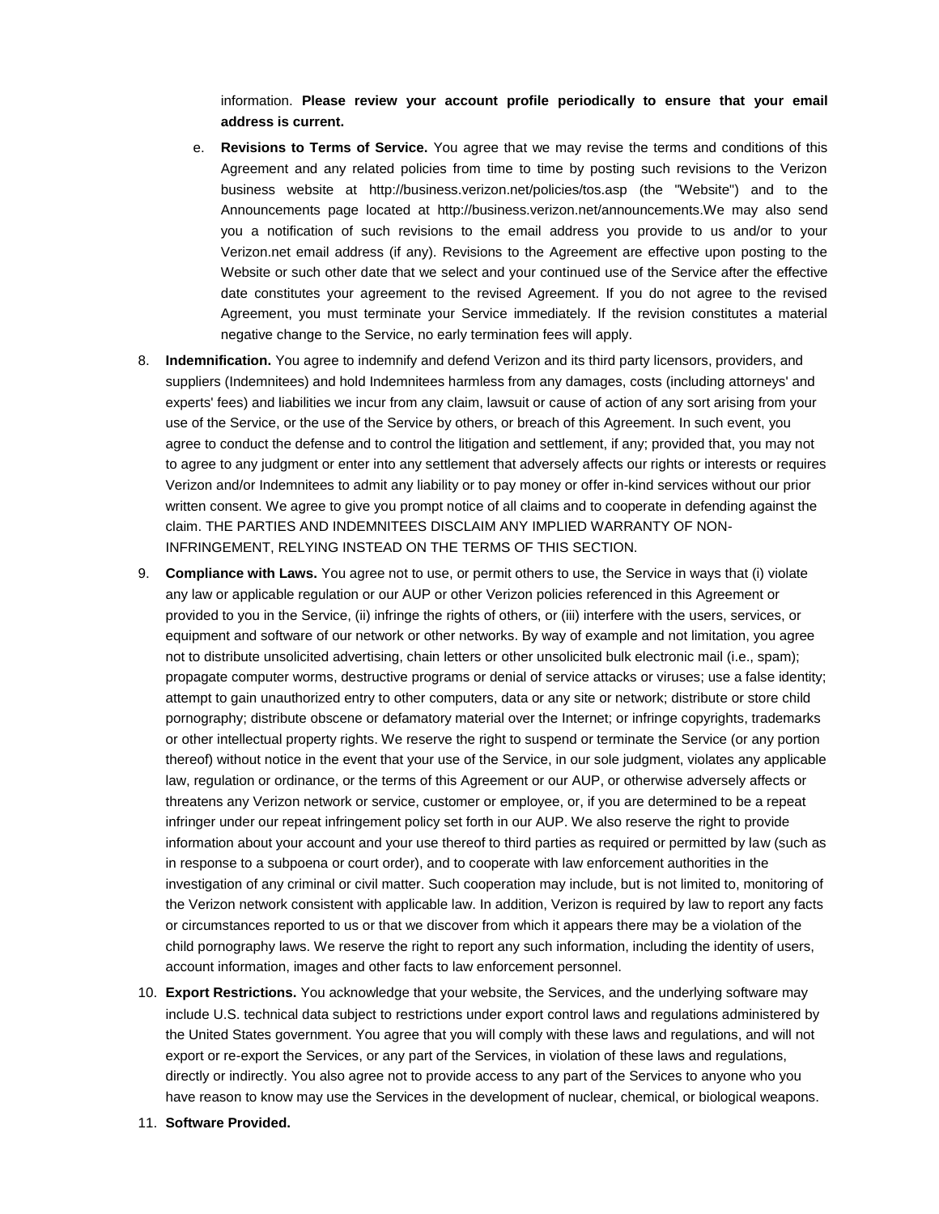information. **Please review your account profile periodically to ensure that your email address is current.**

e. **Revisions to Terms of Service.** You agree that we may revise the terms and conditions of this Agreement and any related policies from time to time by posting such revisions to the Verizon business website at http://business.verizon.net/policies/tos.asp (the "Website") and to the Announcements page located at http://business.verizon.net/announcements.We may also send you a notification of such revisions to the email address you provide to us and/or to your Verizon.net email address (if any). Revisions to the Agreement are effective upon posting to the Website or such other date that we select and your continued use of the Service after the effective date constitutes your agreement to the revised Agreement. If you do not agree to the revised Agreement, you must terminate your Service immediately. If the revision constitutes a material negative change to the Service, no early termination fees will apply.

8. **Indemnification.** You agree to indemnify and defend Verizon and its third party licensors, providers, and suppliers (Indemnitees) and hold Indemnitees harmless from any damages, costs (including attorneys' and experts' fees) and liabilities we incur from any claim, lawsuit or cause of action of any sort arising from your use of the Service, or the use of the Service by others, or breach of this Agreement. In such event, you agree to conduct the defense and to control the litigation and settlement, if any; provided that, you may not to agree to any judgment or enter into any settlement that adversely affects our rights or interests or requires Verizon and/or Indemnitees to admit any liability or to pay money or offer in-kind services without our prior written consent. We agree to give you prompt notice of all claims and to cooperate in defending against the claim. THE PARTIES AND INDEMNITEES DISCLAIM ANY IMPLIED WARRANTY OF NON-INFRINGEMENT, RELYING INSTEAD ON THE TERMS OF THIS SECTION.

9. **Compliance with Laws.** You agree not to use, or permit others to use, the Service in ways that (i) violate any law or applicable regulation or our AUP or other Verizon policies referenced in this Agreement or provided to you in the Service, (ii) infringe the rights of others, or (iii) interfere with the users, services, or equipment and software of our network or other networks. By way of example and not limitation, you agree not to distribute unsolicited advertising, chain letters or other unsolicited bulk electronic mail (i.e., spam); propagate computer worms, destructive programs or denial of service attacks or viruses; use a false identity; attempt to gain unauthorized entry to other computers, data or any site or network; distribute or store child pornography; distribute obscene or defamatory material over the Internet; or infringe copyrights, trademarks or other intellectual property rights. We reserve the right to suspend or terminate the Service (or any portion thereof) without notice in the event that your use of the Service, in our sole judgment, violates any applicable law, regulation or ordinance, or the terms of this Agreement or our AUP, or otherwise adversely affects or threatens any Verizon network or service, customer or employee, or, if you are determined to be a repeat infringer under our repeat infringement policy set forth in our AUP. We also reserve the right to provide information about your account and your use thereof to third parties as required or permitted by law (such as in response to a subpoena or court order), and to cooperate with law enforcement authorities in the investigation of any criminal or civil matter. Such cooperation may include, but is not limited to, monitoring of the Verizon network consistent with applicable law. In addition, Verizon is required by law to report any facts or circumstances reported to us or that we discover from which it appears there may be a violation of the child pornography laws. We reserve the right to report any such information, including the identity of users, account information, images and other facts to law enforcement personnel.

10. **Export Restrictions.** You acknowledge that your website, the Services, and the underlying software may include U.S. technical data subject to restrictions under export control laws and regulations administered by the United States government. You agree that you will comply with these laws and regulations, and will not export or re-export the Services, or any part of the Services, in violation of these laws and regulations, directly or indirectly. You also agree not to provide access to any part of the Services to anyone who you have reason to know may use the Services in the development of nuclear, chemical, or biological weapons.

11. **Software Provided.**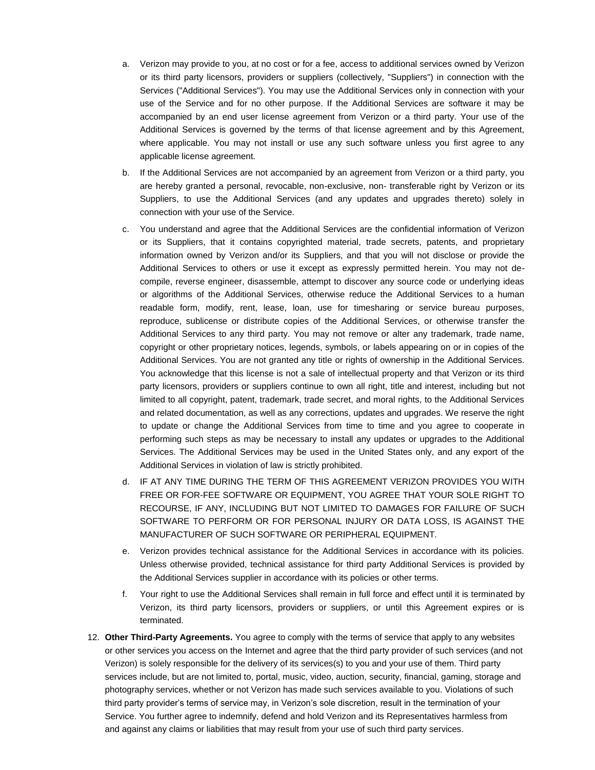a. Verizon may provide to you, at no cost or for a fee, access to additional services owned by Verizon or its third party licensors, providers or suppliers (collectively, "Suppliers") in connection with the Services ("Additional Services"). You may use the Additional Services only in connection with your use of the Service and for no other purpose. If the Additional Services are software it may be accompanied by an end user license agreement from Verizon or a third party. Your use of the Additional Services is governed by the terms of that license agreement and by this Agreement, where applicable. You may not install or use any such software unless you first agree to any applicable license agreement.

b. If the Additional Services are not accompanied by an agreement from Verizon or a third party, you are hereby granted a personal, revocable, non-exclusive, non- transferable right by Verizon or its Suppliers, to use the Additional Services (and any updates and upgrades thereto) solely in connection with your use of the Service.

c. You understand and agree that the Additional Services are the confidential information of Verizon or its Suppliers, that it contains copyrighted material, trade secrets, patents, and proprietary information owned by Verizon and/or its Suppliers, and that you will not disclose or provide the Additional Services to others or use it except as expressly permitted herein. You may not de-compile, reverse engineer, disassemble, attempt to discover any source code or underlying ideas or algorithms of the Additional Services, otherwise reduce the Additional Services to a human readable form, modify, rent, lease, loan, use for timesharing or service bureau purposes, reproduce, sublicense or distribute copies of the Additional Services, or otherwise transfer the Additional Services to any third party. You may not remove or alter any trademark, trade name, copyright or other proprietary notices, legends, symbols, or labels appearing on or in copies of the Additional Services. You are not granted any title or rights of ownership in the Additional Services. You acknowledge that this license is not a sale of intellectual property and that Verizon or its third party licensors, providers or suppliers continue to own all right, title and interest, including but not limited to all copyright, patent, trademark, trade secret, and moral rights, to the Additional Services and related documentation, as well as any corrections, updates and upgrades. We reserve the right to update or change the Additional Services from time to time and you agree to cooperate in performing such steps as may be necessary to install any updates or upgrades to the Additional Services. The Additional Services may be used in the United States only, and any export of the Additional Services in violation of law is strictly prohibited.

d. IF AT ANY TIME DURING THE TERM OF THIS AGREEMENT VERIZON PROVIDES YOU WITH FREE OR FOR-FEE SOFTWARE OR EQUIPMENT, YOU AGREE THAT YOUR SOLE RIGHT TO RECOURSE, IF ANY, INCLUDING BUT NOT LIMITED TO DAMAGES FOR FAILURE OF SUCH SOFTWARE TO PERFORM OR FOR PERSONAL INJURY OR DATA LOSS, IS AGAINST THE MANUFACTURER OF SUCH SOFTWARE OR PERIPHERAL EQUIPMENT.

e. Verizon provides technical assistance for the Additional Services in accordance with its policies. Unless otherwise provided, technical assistance for third party Additional Services is provided by the Additional Services supplier in accordance with its policies or other terms.

f. Your right to use the Additional Services shall remain in full force and effect until it is terminated by Verizon, its third party licensors, providers or suppliers, or until this Agreement expires or is terminated.

12. **Other Third-Party Agreements.** You agree to comply with the terms of service that apply to any websites or other services you access on the Internet and agree that the third party provider of such services (and not Verizon) is solely responsible for the delivery of its services(s) to you and your use of them. Third party services include, but are not limited to, portal, music, video, auction, security, financial, gaming, storage and photography services, whether or not Verizon has made such services available to you. Violations of such third party provider's terms of service may, in Verizon's sole discretion, result in the termination of your Service. You further agree to indemnify, defend and hold Verizon and its Representatives harmless from and against any claims or liabilities that may result from your use of such third party services.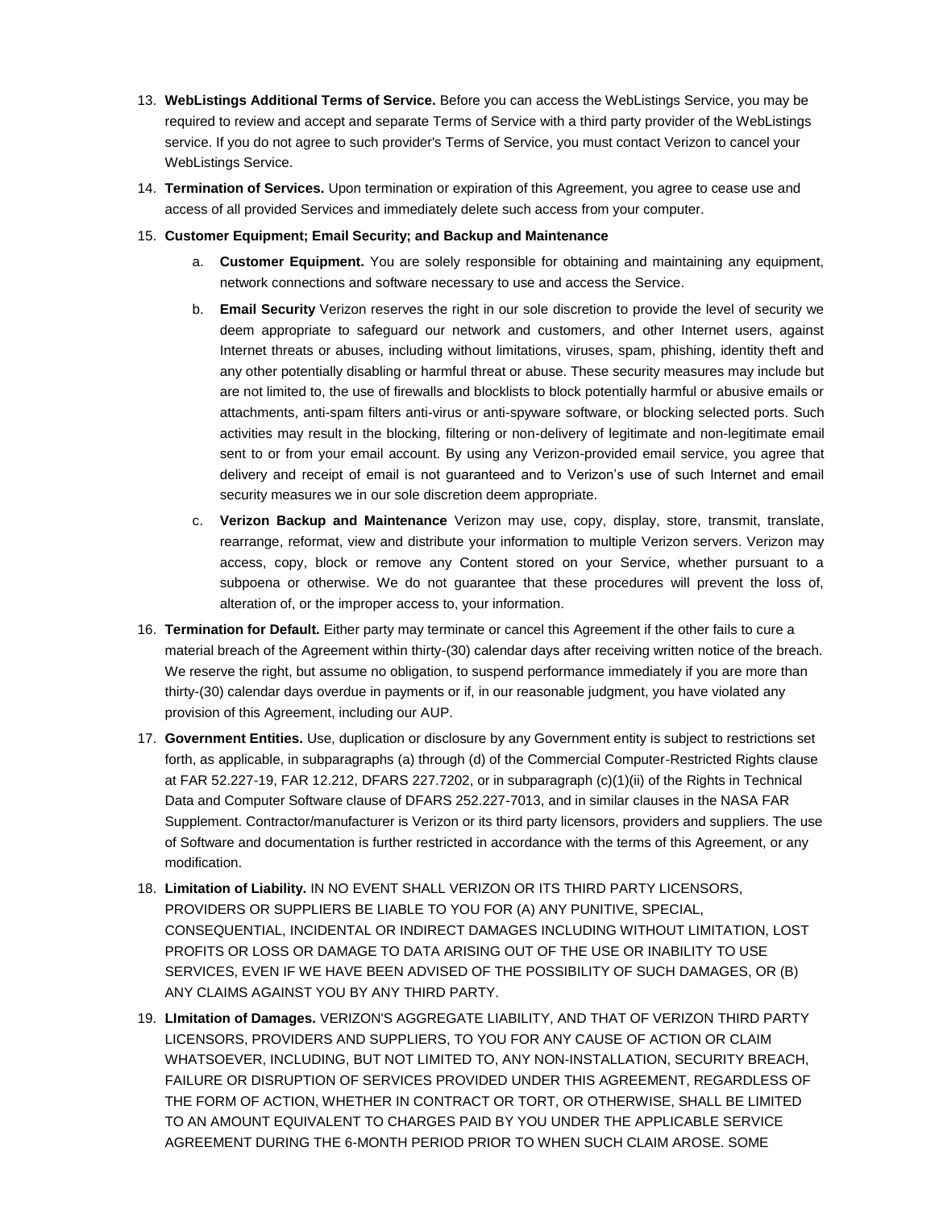13. **WebListings Additional Terms of Service.** Before you can access the WebListings Service, you may be required to review and accept and separate Terms of Service with a third party provider of the WebListings service. If you do not agree to such provider's Terms of Service, you must contact Verizon to cancel your WebListings Service.

14. **Termination of Services.** Upon termination or expiration of this Agreement, you agree to cease use and access of all provided Services and immediately delete such access from your computer.

15. **Customer Equipment; Email Security; and Backup and Maintenance**

    a. **Customer Equipment.** You are solely responsible for obtaining and maintaining any equipment, network connections and software necessary to use and access the Service.

    b. **Email Security** Verizon reserves the right in our sole discretion to provide the level of security we deem appropriate to safeguard our network and customers, and other Internet users, against Internet threats or abuses, including without limitations, viruses, spam, phishing, identity theft and any other potentially disabling or harmful threat or abuse. These security measures may include but are not limited to, the use of firewalls and blocklists to block potentially harmful or abusive emails or attachments, anti-spam filters anti-virus or anti-spyware software, or blocking selected ports. Such activities may result in the blocking, filtering or non-delivery of legitimate and non-legitimate email sent to or from your email account. By using any Verizon-provided email service, you agree that delivery and receipt of email is not guaranteed and to Verizon's use of such Internet and email security measures we in our sole discretion deem appropriate.

    c. **Verizon Backup and Maintenance** Verizon may use, copy, display, store, transmit, translate, rearrange, reformat, view and distribute your information to multiple Verizon servers. Verizon may access, copy, block or remove any Content stored on your Service, whether pursuant to a subpoena or otherwise. We do not guarantee that these procedures will prevent the loss of, alteration of, or the improper access to, your information.

16. **Termination for Default.** Either party may terminate or cancel this Agreement if the other fails to cure a material breach of the Agreement within thirty-(30) calendar days after receiving written notice of the breach. We reserve the right, but assume no obligation, to suspend performance immediately if you are more than thirty-(30) calendar days overdue in payments or if, in our reasonable judgment, you have violated any provision of this Agreement, including our AUP.

17. **Government Entities.** Use, duplication or disclosure by any Government entity is subject to restrictions set forth, as applicable, in subparagraphs (a) through (d) of the Commercial Computer-Restricted Rights clause at FAR 52.227-19, FAR 12.212, DFARS 227.7202, or in subparagraph (c)(1)(ii) of the Rights in Technical Data and Computer Software clause of DFARS 252.227-7013, and in similar clauses in the NASA FAR Supplement. Contractor/manufacturer is Verizon or its third party licensors, providers and suppliers. The use of Software and documentation is further restricted in accordance with the terms of this Agreement, or any modification.

18. **Limitation of Liability.** IN NO EVENT SHALL VERIZON OR ITS THIRD PARTY LICENSORS, PROVIDERS OR SUPPLIERS BE LIABLE TO YOU FOR (A) ANY PUNITIVE, SPECIAL, CONSEQUENTIAL, INCIDENTAL OR INDIRECT DAMAGES INCLUDING WITHOUT LIMITATION, LOST PROFITS OR LOSS OR DAMAGE TO DATA ARISING OUT OF THE USE OR INABILITY TO USE SERVICES, EVEN IF WE HAVE BEEN ADVISED OF THE POSSIBILITY OF SUCH DAMAGES, OR (B) ANY CLAIMS AGAINST YOU BY ANY THIRD PARTY.

19. **LImitation of Damages.** VERIZON'S AGGREGATE LIABILITY, AND THAT OF VERIZON THIRD PARTY LICENSORS, PROVIDERS AND SUPPLIERS, TO YOU FOR ANY CAUSE OF ACTION OR CLAIM WHATSOEVER, INCLUDING, BUT NOT LIMITED TO, ANY NON-INSTALLATION, SECURITY BREACH, FAILURE OR DISRUPTION OF SERVICES PROVIDED UNDER THIS AGREEMENT, REGARDLESS OF THE FORM OF ACTION, WHETHER IN CONTRACT OR TORT, OR OTHERWISE, SHALL BE LIMITED TO AN AMOUNT EQUIVALENT TO CHARGES PAID BY YOU UNDER THE APPLICABLE SERVICE AGREEMENT DURING THE 6-MONTH PERIOD PRIOR TO WHEN SUCH CLAIM AROSE. SOME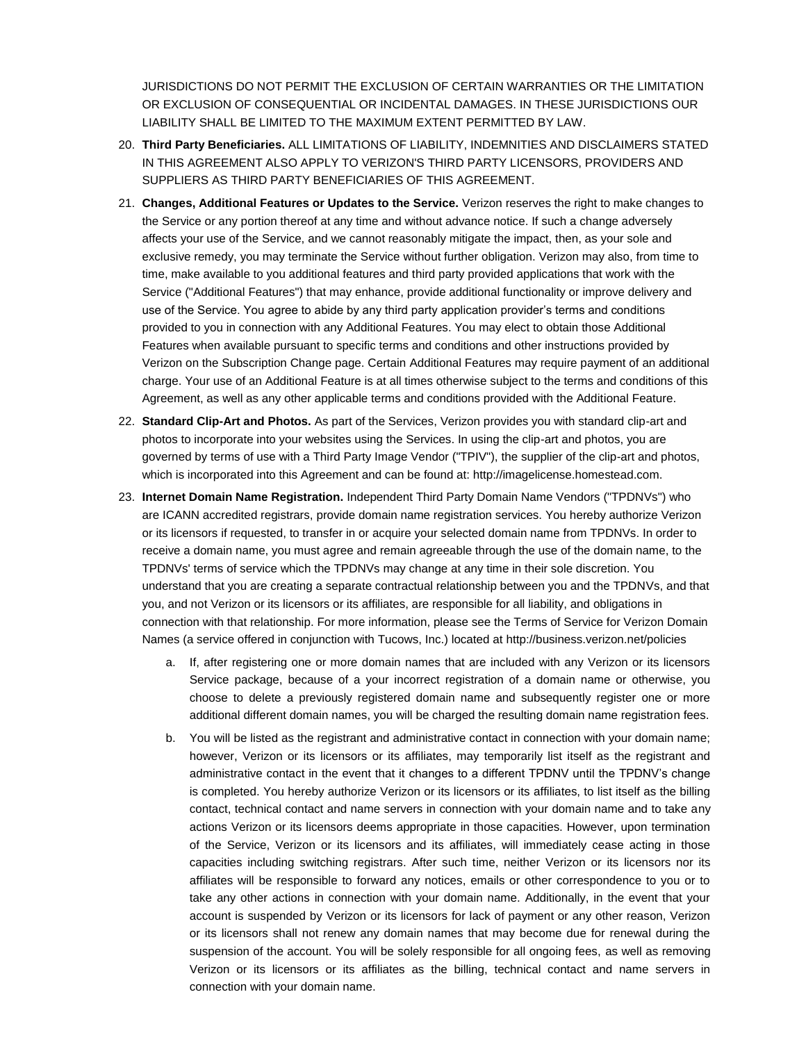JURISDICTIONS DO NOT PERMIT THE EXCLUSION OF CERTAIN WARRANTIES OR THE LIMITATION OR EXCLUSION OF CONSEQUENTIAL OR INCIDENTAL DAMAGES. IN THESE JURISDICTIONS OUR LIABILITY SHALL BE LIMITED TO THE MAXIMUM EXTENT PERMITTED BY LAW.

20. **Third Party Beneficiaries.** ALL LIMITATIONS OF LIABILITY, INDEMNITIES AND DISCLAIMERS STATED IN THIS AGREEMENT ALSO APPLY TO VERIZON'S THIRD PARTY LICENSORS, PROVIDERS AND SUPPLIERS AS THIRD PARTY BENEFICIARIES OF THIS AGREEMENT.

21. **Changes, Additional Features or Updates to the Service.** Verizon reserves the right to make changes to the Service or any portion thereof at any time and without advance notice. If such a change adversely affects your use of the Service, and we cannot reasonably mitigate the impact, then, as your sole and exclusive remedy, you may terminate the Service without further obligation. Verizon may also, from time to time, make available to you additional features and third party provided applications that work with the Service ("Additional Features") that may enhance, provide additional functionality or improve delivery and use of the Service. You agree to abide by any third party application provider's terms and conditions provided to you in connection with any Additional Features. You may elect to obtain those Additional Features when available pursuant to specific terms and conditions and other instructions provided by Verizon on the Subscription Change page. Certain Additional Features may require payment of an additional charge. Your use of an Additional Feature is at all times otherwise subject to the terms and conditions of this Agreement, as well as any other applicable terms and conditions provided with the Additional Feature.

22. **Standard Clip-Art and Photos.** As part of the Services, Verizon provides you with standard clip-art and photos to incorporate into your websites using the Services. In using the clip-art and photos, you are governed by terms of use with a Third Party Image Vendor ("TPIV"), the supplier of the clip-art and photos, which is incorporated into this Agreement and can be found at: http://imagelicense.homestead.com.

23. **Internet Domain Name Registration.** Independent Third Party Domain Name Vendors ("TPDNVs") who are ICANN accredited registrars, provide domain name registration services. You hereby authorize Verizon or its licensors if requested, to transfer in or acquire your selected domain name from TPDNVs. In order to receive a domain name, you must agree and remain agreeable through the use of the domain name, to the TPDNVs' terms of service which the TPDNVs may change at any time in their sole discretion. You understand that you are creating a separate contractual relationship between you and the TPDNVs, and that you, and not Verizon or its licensors or its affiliates, are responsible for all liability, and obligations in connection with that relationship. For more information, please see the Terms of Service for Verizon Domain Names (a service offered in conjunction with Tucows, Inc.) located at http://business.verizon.net/policies

    a. If, after registering one or more domain names that are included with any Verizon or its licensors Service package, because of a your incorrect registration of a domain name or otherwise, you choose to delete a previously registered domain name and subsequently register one or more additional different domain names, you will be charged the resulting domain name registration fees.

    b. You will be listed as the registrant and administrative contact in connection with your domain name; however, Verizon or its licensors or its affiliates, may temporarily list itself as the registrant and administrative contact in the event that it changes to a different TPDNV until the TPDNV's change is completed. You hereby authorize Verizon or its licensors or its affiliates, to list itself as the billing contact, technical contact and name servers in connection with your domain name and to take any actions Verizon or its licensors deems appropriate in those capacities. However, upon termination of the Service, Verizon or its licensors and its affiliates, will immediately cease acting in those capacities including switching registrars. After such time, neither Verizon or its licensors nor its affiliates will be responsible to forward any notices, emails or other correspondence to you or to take any other actions in connection with your domain name. Additionally, in the event that your account is suspended by Verizon or its licensors for lack of payment or any other reason, Verizon or its licensors shall not renew any domain names that may become due for renewal during the suspension of the account. You will be solely responsible for all ongoing fees, as well as removing Verizon or its licensors or its affiliates as the billing, technical contact and name servers in connection with your domain name.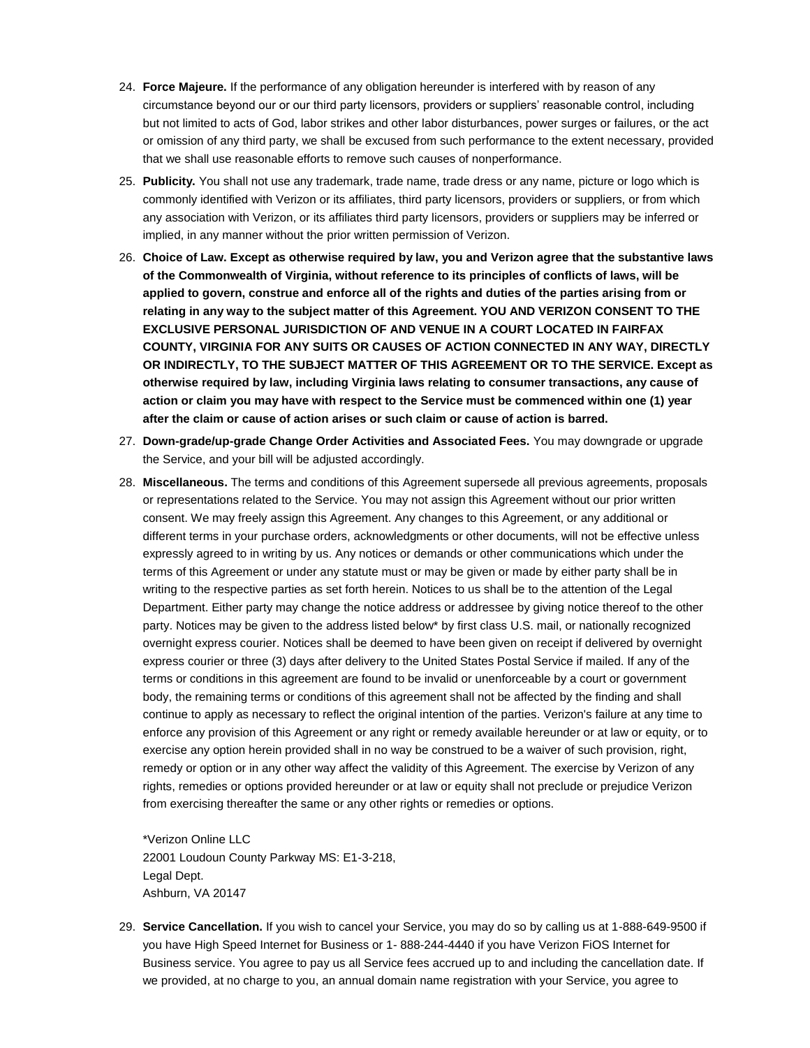24. **Force Majeure.** If the performance of any obligation hereunder is interfered with by reason of any circumstance beyond our or our third party licensors, providers or suppliers' reasonable control, including but not limited to acts of God, labor strikes and other labor disturbances, power surges or failures, or the act or omission of any third party, we shall be excused from such performance to the extent necessary, provided that we shall use reasonable efforts to remove such causes of nonperformance.

25. **Publicity.** You shall not use any trademark, trade name, trade dress or any name, picture or logo which is commonly identified with Verizon or its affiliates, third party licensors, providers or suppliers, or from which any association with Verizon, or its affiliates third party licensors, providers or suppliers may be inferred or implied, in any manner without the prior written permission of Verizon.

26. **Choice of Law. Except as otherwise required by law, you and Verizon agree that the substantive laws of the Commonwealth of Virginia, without reference to its principles of conflicts of laws, will be applied to govern, construe and enforce all of the rights and duties of the parties arising from or relating in any way to the subject matter of this Agreement. YOU AND VERIZON CONSENT TO THE EXCLUSIVE PERSONAL JURISDICTION OF AND VENUE IN A COURT LOCATED IN FAIRFAX COUNTY, VIRGINIA FOR ANY SUITS OR CAUSES OF ACTION CONNECTED IN ANY WAY, DIRECTLY OR INDIRECTLY, TO THE SUBJECT MATTER OF THIS AGREEMENT OR TO THE SERVICE. Except as otherwise required by law, including Virginia laws relating to consumer transactions, any cause of action or claim you may have with respect to the Service must be commenced within one (1) year after the claim or cause of action arises or such claim or cause of action is barred.**

27. **Down-grade/up-grade Change Order Activities and Associated Fees.** You may downgrade or upgrade the Service, and your bill will be adjusted accordingly.

28. **Miscellaneous.** The terms and conditions of this Agreement supersede all previous agreements, proposals or representations related to the Service. You may not assign this Agreement without our prior written consent. We may freely assign this Agreement. Any changes to this Agreement, or any additional or different terms in your purchase orders, acknowledgments or other documents, will not be effective unless expressly agreed to in writing by us. Any notices or demands or other communications which under the terms of this Agreement or under any statute must or may be given or made by either party shall be in writing to the respective parties as set forth herein. Notices to us shall be to the attention of the Legal Department. Either party may change the notice address or addressee by giving notice thereof to the other party. Notices may be given to the address listed below* by first class U.S. mail, or nationally recognized overnight express courier. Notices shall be deemed to have been given on receipt if delivered by overnight express courier or three (3) days after delivery to the United States Postal Service if mailed. If any of the terms or conditions in this agreement are found to be invalid or unenforceable by a court or government body, the remaining terms or conditions of this agreement shall not be affected by the finding and shall continue to apply as necessary to reflect the original intention of the parties. Verizon's failure at any time to enforce any provision of this Agreement or any right or remedy available hereunder or at law or equity, or to exercise any option herein provided shall in no way be construed to be a waiver of such provision, right, remedy or option or in any other way affect the validity of this Agreement. The exercise by Verizon of any rights, remedies or options provided hereunder or at law or equity shall not preclude or prejudice Verizon from exercising thereafter the same or any other rights or remedies or options.

    *Verizon Online LLC
    22001 Loudoun County Parkway MS: E1-3-218,
    Legal Dept.
    Ashburn, VA 20147

29. **Service Cancellation.** If you wish to cancel your Service, you may do so by calling us at 1-888-649-9500 if you have High Speed Internet for Business or 1- 888-244-4440 if you have Verizon FiOS Internet for Business service. You agree to pay us all Service fees accrued up to and including the cancellation date. If we provided, at no charge to you, an annual domain name registration with your Service, you agree to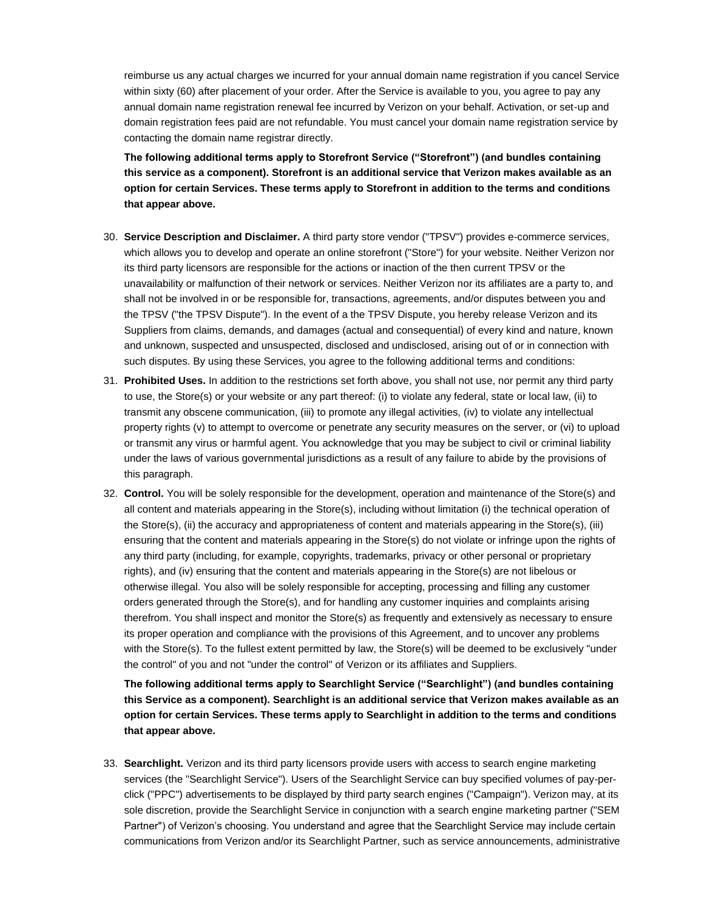reimburse us any actual charges we incurred for your annual domain name registration if you cancel Service within sixty (60) after placement of your order. After the Service is available to you, you agree to pay any annual domain name registration renewal fee incurred by Verizon on your behalf. Activation, or set-up and domain registration fees paid are not refundable. You must cancel your domain name registration service by contacting the domain name registrar directly.

**The following additional terms apply to Storefront Service ("Storefront") (and bundles containing this service as a component). Storefront is an additional service that Verizon makes available as an option for certain Services. These terms apply to Storefront in addition to the terms and conditions that appear above.**

30. **Service Description and Disclaimer.** A third party store vendor ("TPSV") provides e-commerce services, which allows you to develop and operate an online storefront ("Store") for your website. Neither Verizon nor its third party licensors are responsible for the actions or inaction of the then current TPSV or the unavailability or malfunction of their network or services. Neither Verizon nor its affiliates are a party to, and shall not be involved in or be responsible for, transactions, agreements, and/or disputes between you and the TPSV ("the TPSV Dispute"). In the event of a the TPSV Dispute, you hereby release Verizon and its Suppliers from claims, demands, and damages (actual and consequential) of every kind and nature, known and unknown, suspected and unsuspected, disclosed and undisclosed, arising out of or in connection with such disputes. By using these Services, you agree to the following additional terms and conditions:
31. **Prohibited Uses.** In addition to the restrictions set forth above, you shall not use, nor permit any third party to use, the Store(s) or your website or any part thereof: (i) to violate any federal, state or local law, (ii) to transmit any obscene communication, (iii) to promote any illegal activities, (iv) to violate any intellectual property rights (v) to attempt to overcome or penetrate any security measures on the server, or (vi) to upload or transmit any virus or harmful agent. You acknowledge that you may be subject to civil or criminal liability under the laws of various governmental jurisdictions as a result of any failure to abide by the provisions of this paragraph.
32. **Control.** You will be solely responsible for the development, operation and maintenance of the Store(s) and all content and materials appearing in the Store(s), including without limitation (i) the technical operation of the Store(s), (ii) the accuracy and appropriateness of content and materials appearing in the Store(s), (iii) ensuring that the content and materials appearing in the Store(s) do not violate or infringe upon the rights of any third party (including, for example, copyrights, trademarks, privacy or other personal or proprietary rights), and (iv) ensuring that the content and materials appearing in the Store(s) are not libelous or otherwise illegal. You also will be solely responsible for accepting, processing and filling any customer orders generated through the Store(s), and for handling any customer inquiries and complaints arising therefrom. You shall inspect and monitor the Store(s) as frequently and extensively as necessary to ensure its proper operation and compliance with the provisions of this Agreement, and to uncover any problems with the Store(s). To the fullest extent permitted by law, the Store(s) will be deemed to be exclusively "under the control" of you and not "under the control" of Verizon or its affiliates and Suppliers.

**The following additional terms apply to Searchlight Service ("Searchlight") (and bundles containing this Service as a component). Searchlight is an additional service that Verizon makes available as an option for certain Services. These terms apply to Searchlight in addition to the terms and conditions that appear above.**

33. **Searchlight.** Verizon and its third party licensors provide users with access to search engine marketing services (the "Searchlight Service"). Users of the Searchlight Service can buy specified volumes of pay-per-click ("PPC") advertisements to be displayed by third party search engines ("Campaign"). Verizon may, at its sole discretion, provide the Searchlight Service in conjunction with a search engine marketing partner ("SEM Partner") of Verizon's choosing. You understand and agree that the Searchlight Service may include certain communications from Verizon and/or its Searchlight Partner, such as service announcements, administrative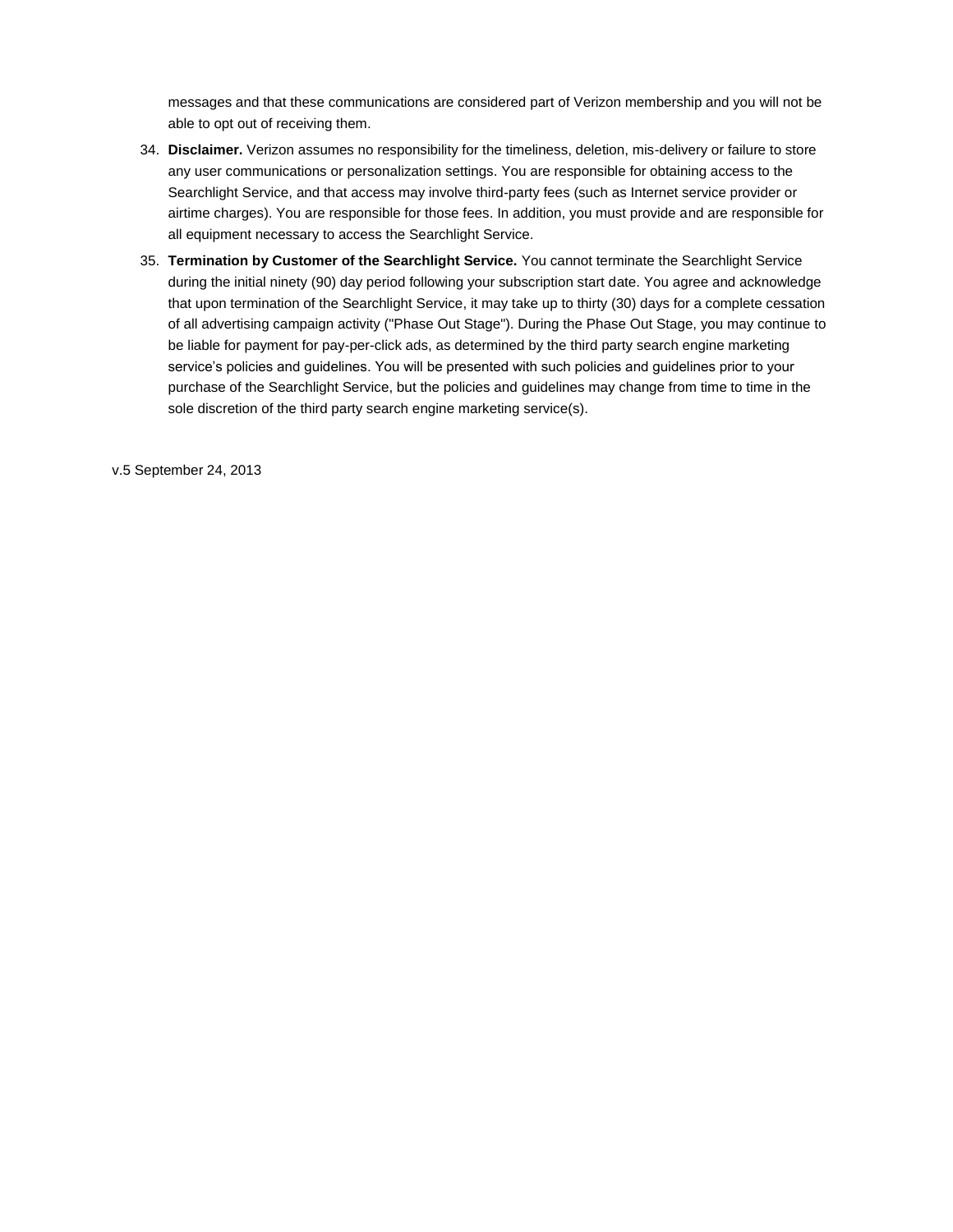messages and that these communications are considered part of Verizon membership and you will not be able to opt out of receiving them.

34. **Disclaimer.** Verizon assumes no responsibility for the timeliness, deletion, mis-delivery or failure to store any user communications or personalization settings. You are responsible for obtaining access to the Searchlight Service, and that access may involve third-party fees (such as Internet service provider or airtime charges). You are responsible for those fees. In addition, you must provide and are responsible for all equipment necessary to access the Searchlight Service.
35. **Termination by Customer of the Searchlight Service.** You cannot terminate the Searchlight Service during the initial ninety (90) day period following your subscription start date. You agree and acknowledge that upon termination of the Searchlight Service, it may take up to thirty (30) days for a complete cessation of all advertising campaign activity ("Phase Out Stage"). During the Phase Out Stage, you may continue to be liable for payment for pay-per-click ads, as determined by the third party search engine marketing service's policies and guidelines. You will be presented with such policies and guidelines prior to your purchase of the Searchlight Service, but the policies and guidelines may change from time to time in the sole discretion of the third party search engine marketing service(s).

v.5 September 24, 2013